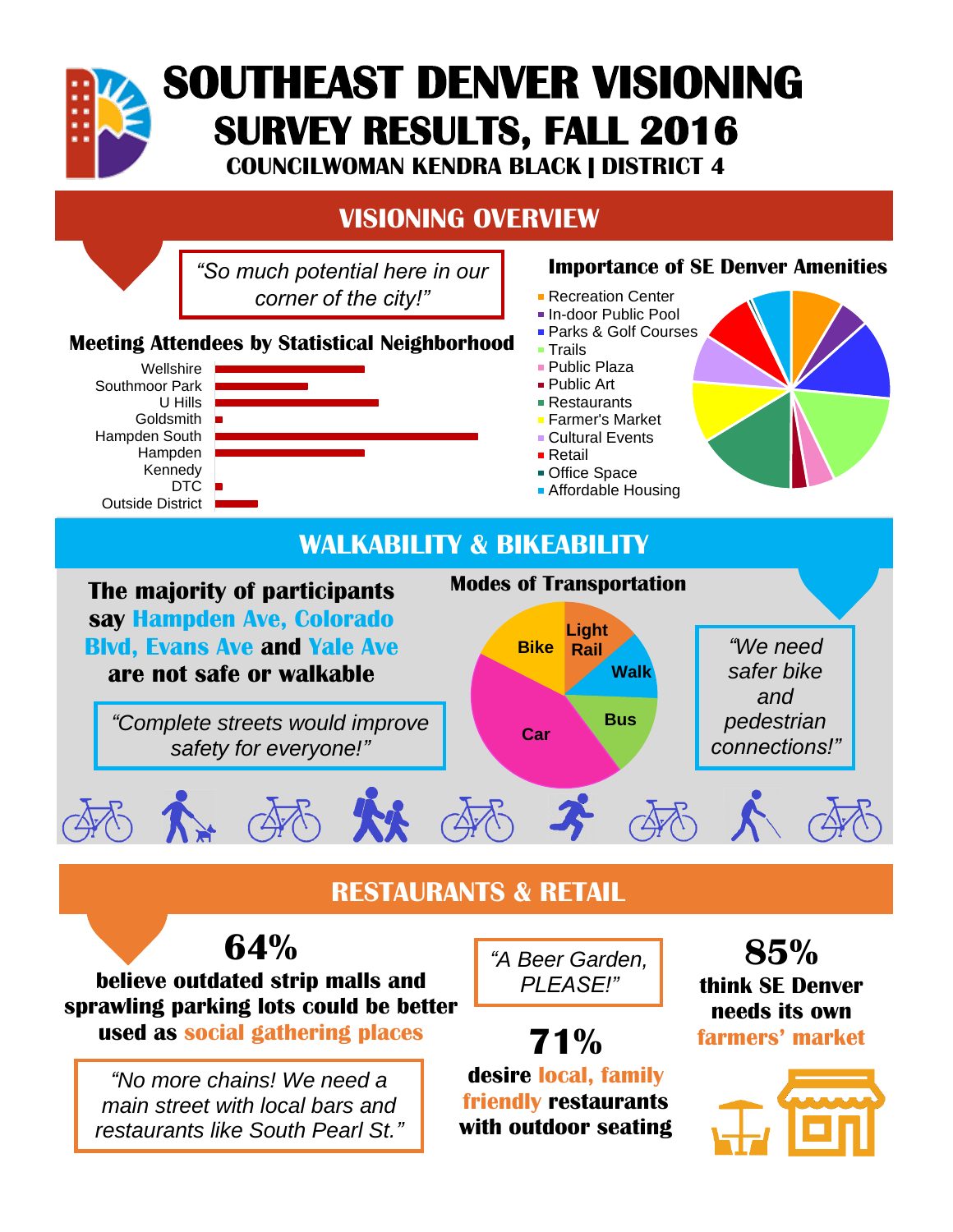# SOUTHEAST DENVER VISIONING

## SURVEY RESULTS, FALL 2016

**COUNCILWOMAN KENDRA BLACK | DISTRICT 4**

## VISIONING OVERVIEW

*"So much potential here in our corner of the city!"*

### Meeting Attendees by Statistical Neighborhood

- Wellshire
- Southmoor Park
- U Hills
- Goldsmith
- Hampden South
- Hampden
- Kennedy
- DTC
- Outside District

### Importance of SE Denver Amenities

- Recreation Center
- In-door Public Pool
- Parks & Golf Courses
- Trails
- Public Plaza
- Public Art
- Restaurants
- Farmer's Market
- Cultural Events
- Retail
- Office Space
- Affordable Housing

## WALKABILITY & BIKEABILITY

**The majority of participants say Hampden Ave, Colorado Blvd, Evans Ave and Yale Ave are not safe or walkable**

*"Complete streets would improve safety for everyone!"*

### Modes of Transportation

- Light Rail
- Walk
- Bus
- Car
- Bike

*"We need safer bike and pedestrian connections!"*

## RESTAURANTS & RETAIL

**64%** believe outdated strip malls and sprawling parking lots could be better used as **social gathering places**

*"No more chains! We need a main street with local bars and restaurants like South Pearl St."*

*"A Beer Garden, PLEASE!"*

**71%** desire **local, family friendly** restaurants with outdoor seating

**85%** think SE Denver needs its own **farmers' market**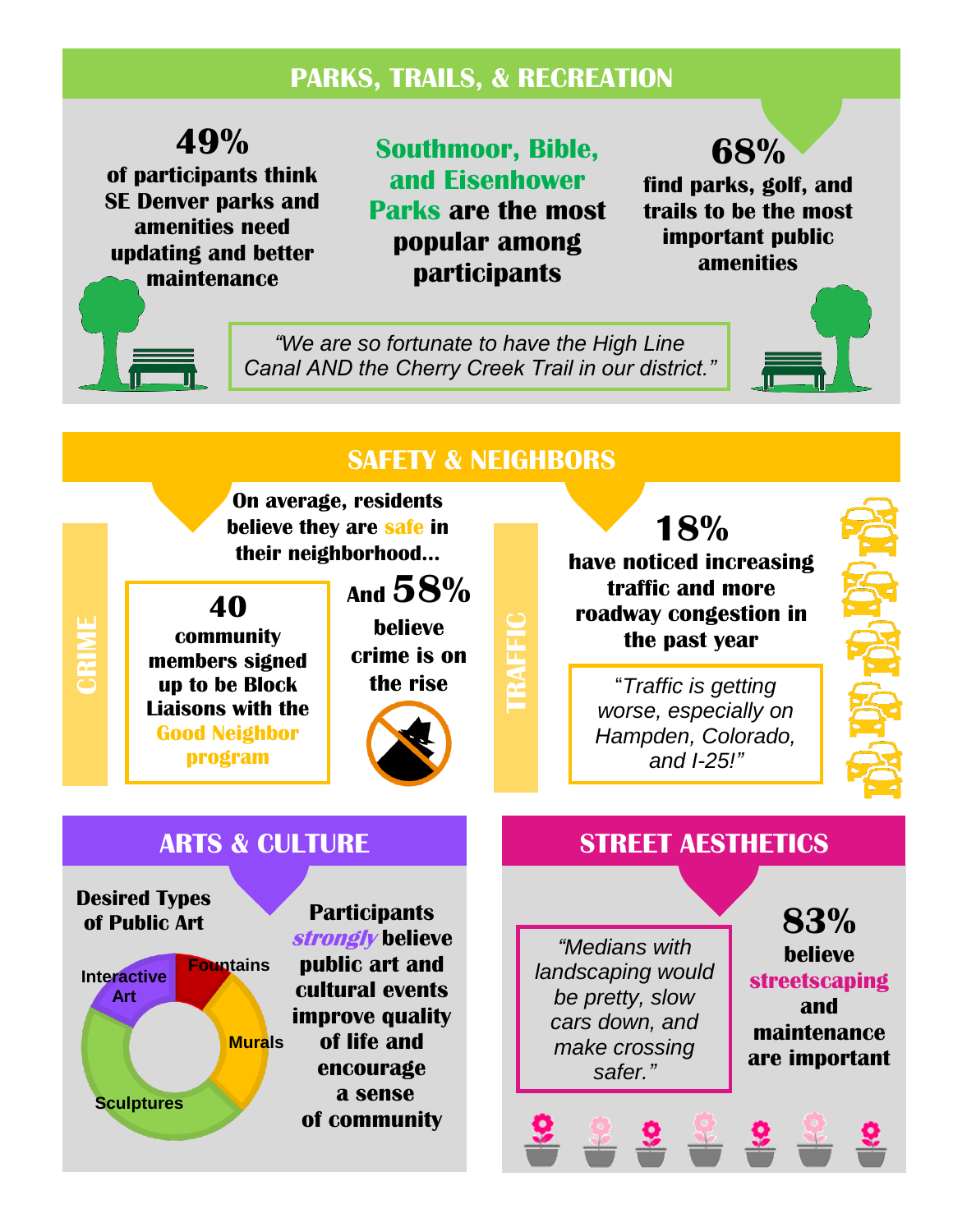## PARKS, TRAILS, & RECREATION

**49%**
**of participants think SE Denver parks and amenities need updating and better maintenance**

**Southmoor, Bible, and Eisenhower Parks are the most popular among participants**

**68%**
**find parks, golf, and trails to be the most important public amenities**

*"We are so fortunate to have the High Line Canal AND the Cherry Creek Trail in our district."*

## SAFETY & NEIGHBORS

### CRIME

**On average, residents believe they are safe in their neighborhood...**

**40**
**community members signed up to be Block Liaisons with the Good Neighbor program**

**And 58%**
**believe crime is on the rise**

### TRAFFIC

**18%**
**have noticed increasing traffic and more roadway congestion in the past year**

*"Traffic is getting worse, especially on Hampden, Colorado, and I-25!"*

## ARTS & CULTURE

**Desired Types of Public Art**

Interactive Art
Fountains
Murals
Sculptures

**Participants *strongly* believe public art and cultural events improve quality of life and encourage a sense of community**

## STREET AESTHETICS

*"Medians with landscaping would be pretty, slow cars down, and make crossing safer."*

**83%**
**believe streetscaping and maintenance are important**